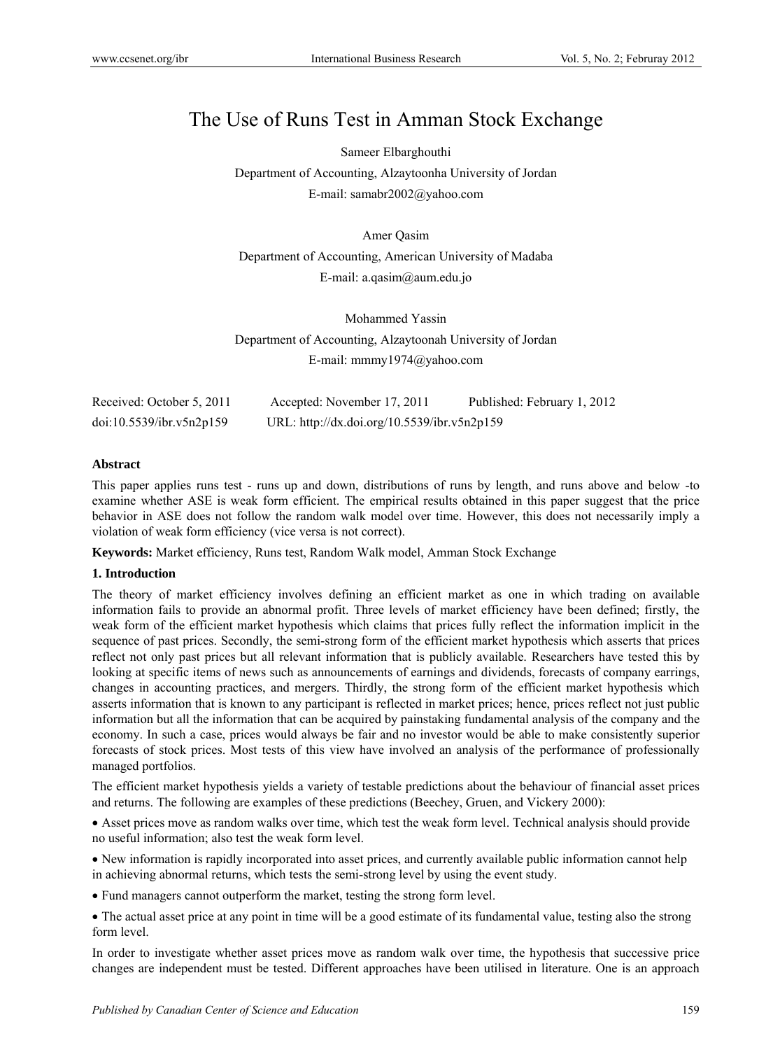# The Use of Runs Test in Amman Stock Exchange

Sameer Elbarghouthi

Department of Accounting, Alzaytoonha University of Jordan

E-mail: samabr2002@yahoo.com

Amer Qasim

Department of Accounting, American University of Madaba

E-mail: a.qasim@aum.edu.jo

Mohammed Yassin

Department of Accounting, Alzaytoonah University of Jordan

E-mail: mmmy1974@yahoo.com

Received: October 5, 2011 Accepted: November 17, 2011 Published: February 1, 2012

doi:10.5539/ibr.v5n2p159 URL: http://dx.doi.org/10.5539/ibr.v5n2p159

**Abstract**

This paper applies runs test - runs up and down, distributions of runs by length, and runs above and below -to examine whether ASE is weak form efficient. The empirical results obtained in this paper suggest that the price behavior in ASE does not follow the random walk model over time. However, this does not necessarily imply a violation of weak form efficiency (vice versa is not correct).

**Keywords:** Market efficiency, Runs test, Random Walk model, Amman Stock Exchange

## 1. Introduction

The theory of market efficiency involves defining an efficient market as one in which trading on available information fails to provide an abnormal profit. Three levels of market efficiency have been defined; firstly, the weak form of the efficient market hypothesis which claims that prices fully reflect the information implicit in the sequence of past prices. Secondly, the semi-strong form of the efficient market hypothesis which asserts that prices reflect not only past prices but all relevant information that is publicly available. Researchers have tested this by looking at specific items of news such as announcements of earnings and dividends, forecasts of company earnings, changes in accounting practices, and mergers. Thirdly, the strong form of the efficient market hypothesis which asserts information that is known to any participant is reflected in market prices; hence, prices reflect not just public information but all the information that can be acquired by painstaking fundamental analysis of the company and the economy. In such a case, prices would always be fair and no investor would be able to make consistently superior forecasts of stock prices. Most tests of this view have involved an analysis of the performance of professionally managed portfolios.

The efficient market hypothesis yields a variety of testable predictions about the behaviour of financial asset prices and returns. The following are examples of these predictions (Beechey, Gruen, and Vickery 2000):

- Asset prices move as random walks over time, which test the weak form level. Technical analysis should provide no useful information; also test the weak form level.
- New information is rapidly incorporated into asset prices, and currently available public information cannot help in achieving abnormal returns, which tests the semi-strong level by using the event study.
- Fund managers cannot outperform the market, testing the strong form level.
- The actual asset price at any point in time will be a good estimate of its fundamental value, testing also the strong form level.

In order to investigate whether asset prices move as random walk over time, the hypothesis that successive price changes are independent must be tested. Different approaches have been utilised in literature. One is an approach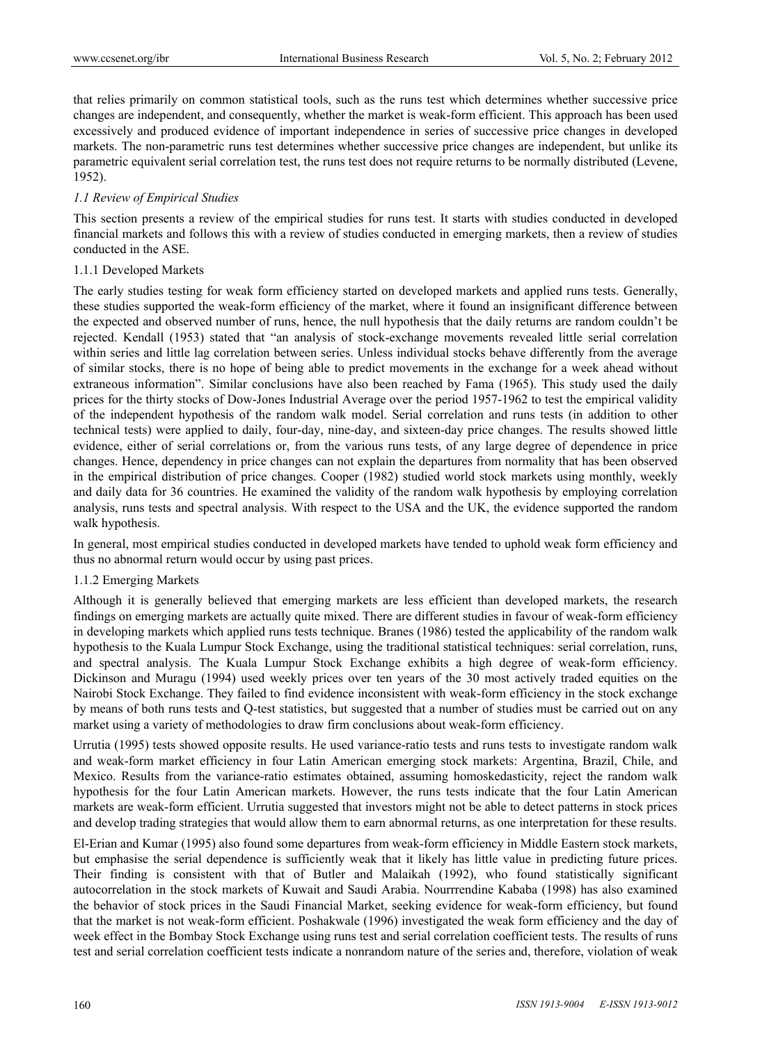that relies primarily on common statistical tools, such as the runs test which determines whether successive price changes are independent, and consequently, whether the market is weak-form efficient. This approach has been used excessively and produced evidence of important independence in series of successive price changes in developed markets. The non-parametric runs test determines whether successive price changes are independent, but unlike its parametric equivalent serial correlation test, the runs test does not require returns to be normally distributed (Levene, 1952).

### *1.1 Review of Empirical Studies*

This section presents a review of the empirical studies for runs test. It starts with studies conducted in developed financial markets and follows this with a review of studies conducted in emerging markets, then a review of studies conducted in the ASE.

#### 1.1.1 Developed Markets

The early studies testing for weak form efficiency started on developed markets and applied runs tests. Generally, these studies supported the weak-form efficiency of the market, where it found an insignificant difference between the expected and observed number of runs, hence, the null hypothesis that the daily returns are random couldn't be rejected. Kendall (1953) stated that "an analysis of stock-exchange movements revealed little serial correlation within series and little lag correlation between series. Unless individual stocks behave differently from the average of similar stocks, there is no hope of being able to predict movements in the exchange for a week ahead without extraneous information". Similar conclusions have also been reached by Fama (1965). This study used the daily prices for the thirty stocks of Dow-Jones Industrial Average over the period 1957-1962 to test the empirical validity of the independent hypothesis of the random walk model. Serial correlation and runs tests (in addition to other technical tests) were applied to daily, four-day, nine-day, and sixteen-day price changes. The results showed little evidence, either of serial correlations or, from the various runs tests, of any large degree of dependence in price changes. Hence, dependency in price changes can not explain the departures from normality that has been observed in the empirical distribution of price changes. Cooper (1982) studied world stock markets using monthly, weekly and daily data for 36 countries. He examined the validity of the random walk hypothesis by employing correlation analysis, runs tests and spectral analysis. With respect to the USA and the UK, the evidence supported the random walk hypothesis.

In general, most empirical studies conducted in developed markets have tended to uphold weak form efficiency and thus no abnormal return would occur by using past prices.

#### 1.1.2 Emerging Markets

Although it is generally believed that emerging markets are less efficient than developed markets, the research findings on emerging markets are actually quite mixed. There are different studies in favour of weak-form efficiency in developing markets which applied runs tests technique. Branes (1986) tested the applicability of the random walk hypothesis to the Kuala Lumpur Stock Exchange, using the traditional statistical techniques: serial correlation, runs, and spectral analysis. The Kuala Lumpur Stock Exchange exhibits a high degree of weak-form efficiency. Dickinson and Muragu (1994) used weekly prices over ten years of the 30 most actively traded equities on the Nairobi Stock Exchange. They failed to find evidence inconsistent with weak-form efficiency in the stock exchange by means of both runs tests and Q-test statistics, but suggested that a number of studies must be carried out on any market using a variety of methodologies to draw firm conclusions about weak-form efficiency.

Urrutia (1995) tests showed opposite results. He used variance-ratio tests and runs tests to investigate random walk and weak-form market efficiency in four Latin American emerging stock markets: Argentina, Brazil, Chile, and Mexico. Results from the variance-ratio estimates obtained, assuming homoskedasticity, reject the random walk hypothesis for the four Latin American markets. However, the runs tests indicate that the four Latin American markets are weak-form efficient. Urrutia suggested that investors might not be able to detect patterns in stock prices and develop trading strategies that would allow them to earn abnormal returns, as one interpretation for these results.

El-Erian and Kumar (1995) also found some departures from weak-form efficiency in Middle Eastern stock markets, but emphasise the serial dependence is sufficiently weak that it likely has little value in predicting future prices. Their finding is consistent with that of Butler and Malaikah (1992), who found statistically significant autocorrelation in the stock markets of Kuwait and Saudi Arabia. Nourrrendine Kababa (1998) has also examined the behavior of stock prices in the Saudi Financial Market, seeking evidence for weak-form efficiency, but found that the market is not weak-form efficient. Poshakwale (1996) investigated the weak form efficiency and the day of week effect in the Bombay Stock Exchange using runs test and serial correlation coefficient tests. The results of runs test and serial correlation coefficient tests indicate a nonrandom nature of the series and, therefore, violation of weak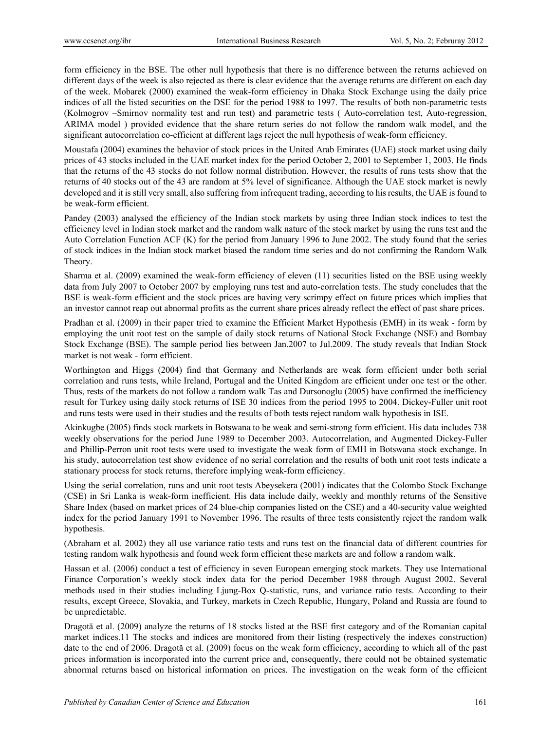form efficiency in the BSE. The other null hypothesis that there is no difference between the returns achieved on different days of the week is also rejected as there is clear evidence that the average returns are different on each day of the week. Mobarek (2000) examined the weak-form efficiency in Dhaka Stock Exchange using the daily price indices of all the listed securities on the DSE for the period 1988 to 1997. The results of both non-parametric tests (Kolmogrov –Smirnov normality test and run test) and parametric tests ( Auto-correlation test, Auto-regression, ARIMA model ) provided evidence that the share return series do not follow the random walk model, and the significant autocorrelation co-efficient at different lags reject the null hypothesis of weak-form efficiency.

Moustafa (2004) examines the behavior of stock prices in the United Arab Emirates (UAE) stock market using daily prices of 43 stocks included in the UAE market index for the period October 2, 2001 to September 1, 2003. He finds that the returns of the 43 stocks do not follow normal distribution. However, the results of runs tests show that the returns of 40 stocks out of the 43 are random at 5% level of significance. Although the UAE stock market is newly developed and it is still very small, also suffering from infrequent trading, according to his results, the UAE is found to be weak-form efficient.

Pandey (2003) analysed the efficiency of the Indian stock markets by using three Indian stock indices to test the efficiency level in Indian stock market and the random walk nature of the stock market by using the runs test and the Auto Correlation Function ACF (K) for the period from January 1996 to June 2002. The study found that the series of stock indices in the Indian stock market biased the random time series and do not confirming the Random Walk Theory.

Sharma et al. (2009) examined the weak-form efficiency of eleven (11) securities listed on the BSE using weekly data from July 2007 to October 2007 by employing runs test and auto-correlation tests. The study concludes that the BSE is weak-form efficient and the stock prices are having very scrimpy effect on future prices which implies that an investor cannot reap out abnormal profits as the current share prices already reflect the effect of past share prices.

Pradhan et al. (2009) in their paper tried to examine the Efficient Market Hypothesis (EMH) in its weak - form by employing the unit root test on the sample of daily stock returns of National Stock Exchange (NSE) and Bombay Stock Exchange (BSE). The sample period lies between Jan.2007 to Jul.2009. The study reveals that Indian Stock market is not weak - form efficient.

Worthington and Higgs (2004) find that Germany and Netherlands are weak form efficient under both serial correlation and runs tests, while Ireland, Portugal and the United Kingdom are efficient under one test or the other. Thus, rests of the markets do not follow a random walk Tas and Dursonoglu (2005) have confirmed the inefficiency result for Turkey using daily stock returns of ISE 30 indices from the period 1995 to 2004. Dickey-Fuller unit root and runs tests were used in their studies and the results of both tests reject random walk hypothesis in ISE.

Akinkugbe (2005) finds stock markets in Botswana to be weak and semi-strong form efficient. His data includes 738 weekly observations for the period June 1989 to December 2003. Autocorrelation, and Augmented Dickey-Fuller and Phillip-Perron unit root tests were used to investigate the weak form of EMH in Botswana stock exchange. In his study, autocorrelation test show evidence of no serial correlation and the results of both unit root tests indicate a stationary process for stock returns, therefore implying weak-form efficiency.

Using the serial correlation, runs and unit root tests Abeysekera (2001) indicates that the Colombo Stock Exchange (CSE) in Sri Lanka is weak-form inefficient. His data include daily, weekly and monthly returns of the Sensitive Share Index (based on market prices of 24 blue-chip companies listed on the CSE) and a 40-security value weighted index for the period January 1991 to November 1996. The results of three tests consistently reject the random walk hypothesis.

(Abraham et al. 2002) they all use variance ratio tests and runs test on the financial data of different countries for testing random walk hypothesis and found week form efficient these markets are and follow a random walk.

Hassan et al. (2006) conduct a test of efficiency in seven European emerging stock markets. They use International Finance Corporation's weekly stock index data for the period December 1988 through August 2002. Several methods used in their studies including Ljung-Box Q-statistic, runs, and variance ratio tests. According to their results, except Greece, Slovakia, and Turkey, markets in Czech Republic, Hungary, Poland and Russia are found to be unpredictable.

Dragotă et al. (2009) analyze the returns of 18 stocks listed at the BSE first category and of the Romanian capital market indices.11 The stocks and indices are monitored from their listing (respectively the indexes construction) date to the end of 2006. Dragotă et al. (2009) focus on the weak form efficiency, according to which all of the past prices information is incorporated into the current price and, consequently, there could not be obtained systematic abnormal returns based on historical information on prices. The investigation on the weak form of the efficient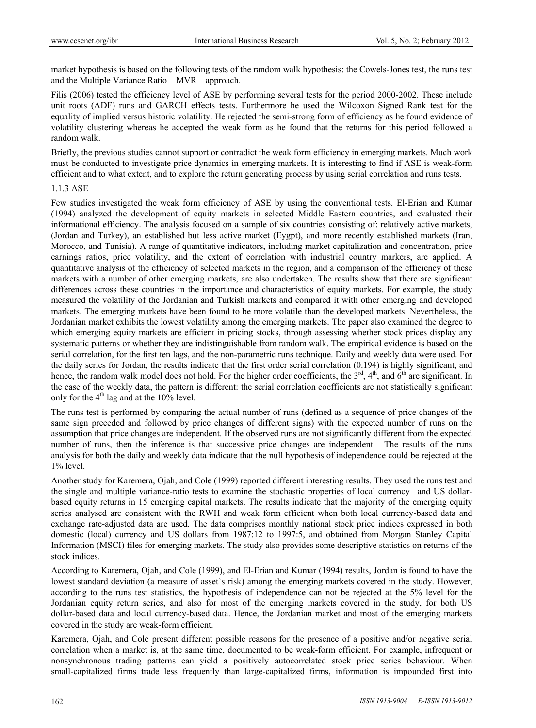market hypothesis is based on the following tests of the random walk hypothesis: the Cowels-Jones test, the runs test and the Multiple Variance Ratio – MVR – approach.

Filis (2006) tested the efficiency level of ASE by performing several tests for the period 2000-2002. These include unit roots (ADF) runs and GARCH effects tests. Furthermore he used the Wilcoxon Signed Rank test for the equality of implied versus historic volatility. He rejected the semi-strong form of efficiency as he found evidence of volatility clustering whereas he accepted the weak form as he found that the returns for this period followed a random walk.

Briefly, the previous studies cannot support or contradict the weak form efficiency in emerging markets. Much work must be conducted to investigate price dynamics in emerging markets. It is interesting to find if ASE is weak-form efficient and to what extent, and to explore the return generating process by using serial correlation and runs tests.

#### 1.1.3 ASE

Few studies investigated the weak form efficiency of ASE by using the conventional tests. El-Erian and Kumar (1994) analyzed the development of equity markets in selected Middle Eastern countries, and evaluated their informational efficiency. The analysis focused on a sample of six countries consisting of: relatively active markets, (Jordan and Turkey), an established but less active market (Eygpt), and more recently established markets (Iran, Morocco, and Tunisia). A range of quantitative indicators, including market capitalization and concentration, price earnings ratios, price volatility, and the extent of correlation with industrial country markers, are applied. A quantitative analysis of the efficiency of selected markets in the region, and a comparison of the efficiency of these markets with a number of other emerging markets, are also undertaken. The results show that there are significant differences across these countries in the importance and characteristics of equity markets. For example, the study measured the volatility of the Jordanian and Turkish markets and compared it with other emerging and developed markets. The emerging markets have been found to be more volatile than the developed markets. Nevertheless, the Jordanian market exhibits the lowest volatility among the emerging markets. The paper also examined the degree to which emerging equity markets are efficient in pricing stocks, through assessing whether stock prices display any systematic patterns or whether they are indistinguishable from random walk. The empirical evidence is based on the serial correlation, for the first ten lags, and the non-parametric runs technique. Daily and weekly data were used. For the daily series for Jordan, the results indicate that the first order serial correlation (0.194) is highly significant, and hence, the random walk model does not hold. For the higher order coefficients, the 3rd, 4th, and 6th are significant. In the case of the weekly data, the pattern is different: the serial correlation coefficients are not statistically significant only for the 4th lag and at the 10% level.

The runs test is performed by comparing the actual number of runs (defined as a sequence of price changes of the same sign preceded and followed by price changes of different signs) with the expected number of runs on the assumption that price changes are independent. If the observed runs are not significantly different from the expected number of runs, then the inference is that successive price changes are independent. The results of the runs analysis for both the daily and weekly data indicate that the null hypothesis of independence could be rejected at the 1% level.

Another study for Karemera, Ojah, and Cole (1999) reported different interesting results. They used the runs test and the single and multiple variance-ratio tests to examine the stochastic properties of local currency –and US dollar-based equity returns in 15 emerging capital markets. The results indicate that the majority of the emerging equity series analysed are consistent with the RWH and weak form efficient when both local currency-based data and exchange rate-adjusted data are used. The data comprises monthly national stock price indices expressed in both domestic (local) currency and US dollars from 1987:12 to 1997:5, and obtained from Morgan Stanley Capital Information (MSCI) files for emerging markets. The study also provides some descriptive statistics on returns of the stock indices.

According to Karemera, Ojah, and Cole (1999), and El-Erian and Kumar (1994) results, Jordan is found to have the lowest standard deviation (a measure of asset's risk) among the emerging markets covered in the study. However, according to the runs test statistics, the hypothesis of independence can not be rejected at the 5% level for the Jordanian equity return series, and also for most of the emerging markets covered in the study, for both US dollar-based data and local currency-based data. Hence, the Jordanian market and most of the emerging markets covered in the study are weak-form efficient.

Karemera, Ojah, and Cole present different possible reasons for the presence of a positive and/or negative serial correlation when a market is, at the same time, documented to be weak-form efficient. For example, infrequent or nonsynchronous trading patterns can yield a positively autocorrelated stock price series behaviour. When small-capitalized firms trade less frequently than large-capitalized firms, information is impounded first into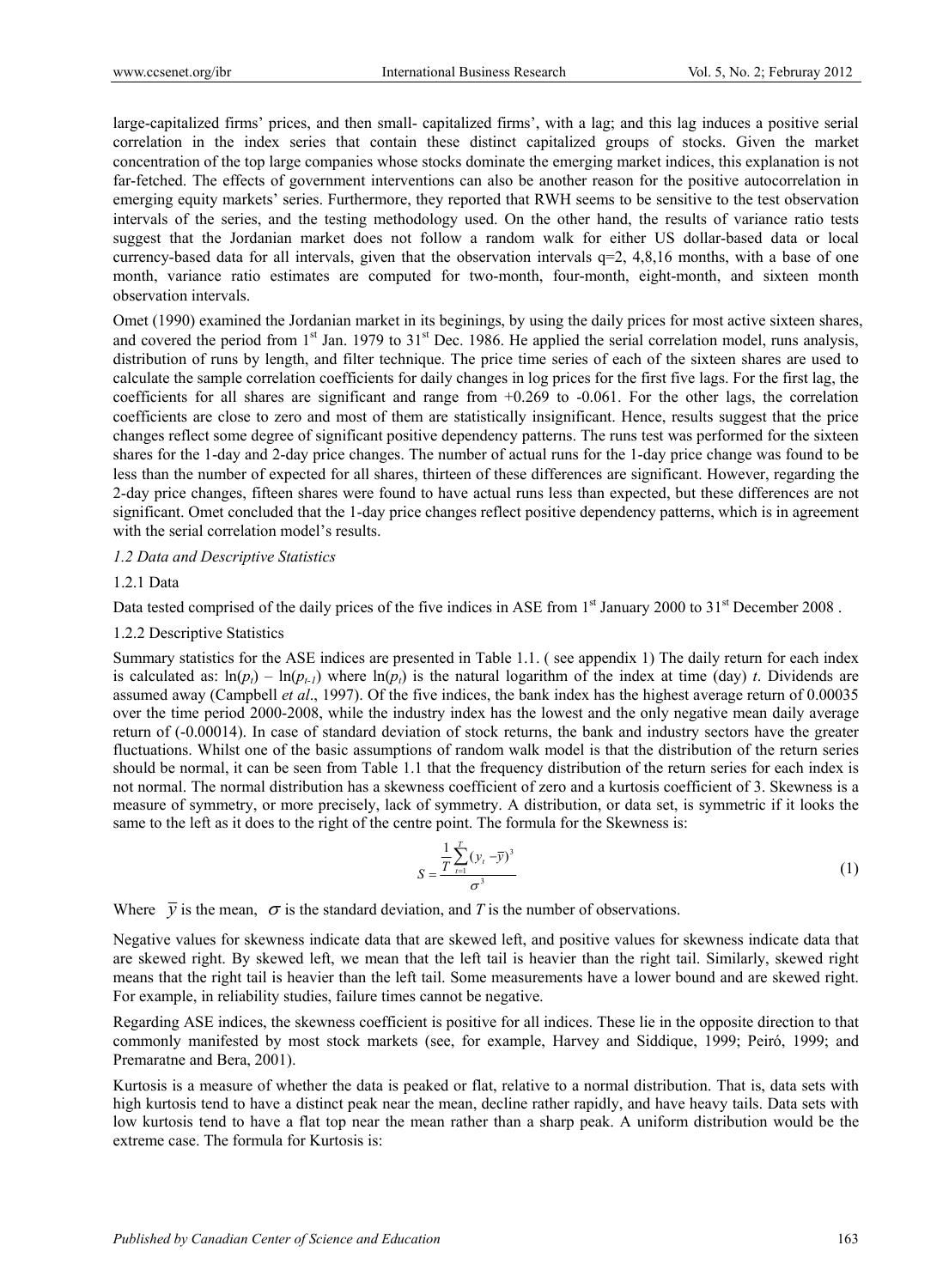large-capitalized firms' prices, and then small- capitalized firms', with a lag; and this lag induces a positive serial correlation in the index series that contain these distinct capitalized groups of stocks. Given the market concentration of the top large companies whose stocks dominate the emerging market indices, this explanation is not far-fetched. The effects of government interventions can also be another reason for the positive autocorrelation in emerging equity markets' series. Furthermore, they reported that RWH seems to be sensitive to the test observation intervals of the series, and the testing methodology used. On the other hand, the results of variance ratio tests suggest that the Jordanian market does not follow a random walk for either US dollar-based data or local currency-based data for all intervals, given that the observation intervals q=2, 4,8,16 months, with a base of one month, variance ratio estimates are computed for two-month, four-month, eight-month, and sixteen month observation intervals.

Omet (1990) examined the Jordanian market in its beginings, by using the daily prices for most active sixteen shares, and covered the period from 1st Jan. 1979 to 31st Dec. 1986. He applied the serial correlation model, runs analysis, distribution of runs by length, and filter technique. The price time series of each of the sixteen shares are used to calculate the sample correlation coefficients for daily changes in log prices for the first five lags. For the first lag, the coefficients for all shares are significant and range from +0.269 to -0.061. For the other lags, the correlation coefficients are close to zero and most of them are statistically insignificant. Hence, results suggest that the price changes reflect some degree of significant positive dependency patterns. The runs test was performed for the sixteen shares for the 1-day and 2-day price changes. The number of actual runs for the 1-day price change was found to be less than the number of expected for all shares, thirteen of these differences are significant. However, regarding the 2-day price changes, fifteen shares were found to have actual runs less than expected, but these differences are not significant. Omet concluded that the 1-day price changes reflect positive dependency patterns, which is in agreement with the serial correlation model's results.

### *1.2 Data and Descriptive Statistics*

#### 1.2.1 Data

Data tested comprised of the daily prices of the five indices in ASE from 1st January 2000 to 31st December 2008 .

#### 1.2.2 Descriptive Statistics

Summary statistics for the ASE indices are presented in Table 1.1. ( see appendix 1) The daily return for each index is calculated as: $\ln(p_t) - \ln(p_{t-1})$ where $\ln(p_t)$ is the natural logarithm of the index at time (day) $t$. Dividends are assumed away (Campbell *et al*., 1997). Of the five indices, the bank index has the highest average return of 0.00035 over the time period 2000-2008, while the industry index has the lowest and the only negative mean daily average return of (-0.00014). In case of standard deviation of stock returns, the bank and industry sectors have the greater fluctuations. Whilst one of the basic assumptions of random walk model is that the distribution of the return series should be normal, it can be seen from Table 1.1 that the frequency distribution of the return series for each index is not normal. The normal distribution has a skewness coefficient of zero and a kurtosis coefficient of 3. Skewness is a measure of symmetry, or more precisely, lack of symmetry. A distribution, or data set, is symmetric if it looks the same to the left as it does to the right of the centre point. The formula for the Skewness is:

$$S = \frac{\frac{1}{T}\sum_{t=1}^{T}(y_t - \bar{y})^3}{\sigma^3} \tag{1}$$

Where $\bar{y}$ is the mean, $\sigma$ is the standard deviation, and $T$ is the number of observations.

Negative values for skewness indicate data that are skewed left, and positive values for skewness indicate data that are skewed right. By skewed left, we mean that the left tail is heavier than the right tail. Similarly, skewed right means that the right tail is heavier than the left tail. Some measurements have a lower bound and are skewed right. For example, in reliability studies, failure times cannot be negative.

Regarding ASE indices, the skewness coefficient is positive for all indices. These lie in the opposite direction to that commonly manifested by most stock markets (see, for example, Harvey and Siddique, 1999; Peiró, 1999; and Premaratne and Bera, 2001).

Kurtosis is a measure of whether the data is peaked or flat, relative to a normal distribution. That is, data sets with high kurtosis tend to have a distinct peak near the mean, decline rather rapidly, and have heavy tails. Data sets with low kurtosis tend to have a flat top near the mean rather than a sharp peak. A uniform distribution would be the extreme case. The formula for Kurtosis is: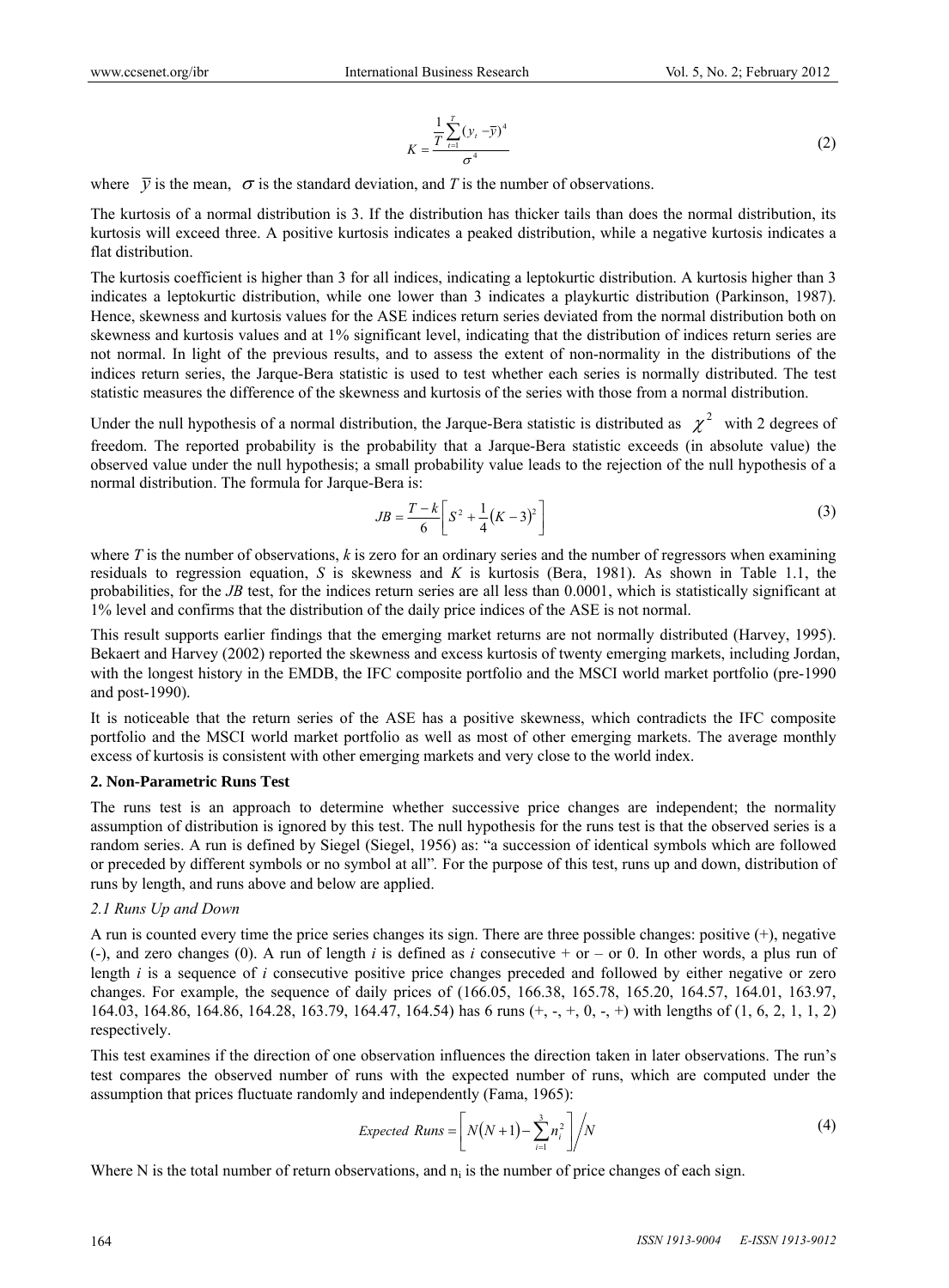$$K = \frac{\frac{1}{T}\sum_{t=1}^{T}(y_t - \bar{y})^4}{\sigma^4} \tag{2}$$

where $\bar{y}$ is the mean, $\sigma$ is the standard deviation, and $T$ is the number of observations.

The kurtosis of a normal distribution is 3. If the distribution has thicker tails than does the normal distribution, its kurtosis will exceed three. A positive kurtosis indicates a peaked distribution, while a negative kurtosis indicates a flat distribution.

The kurtosis coefficient is higher than 3 for all indices, indicating a leptokurtic distribution. A kurtosis higher than 3 indicates a leptokurtic distribution, while one lower than 3 indicates a playkurtic distribution (Parkinson, 1987). Hence, skewness and kurtosis values for the ASE indices return series deviated from the normal distribution both on skewness and kurtosis values and at 1% significant level, indicating that the distribution of indices return series are not normal. In light of the previous results, and to assess the extent of non-normality in the distributions of the indices return series, the Jarque-Bera statistic is used to test whether each series is normally distributed. The test statistic measures the difference of the skewness and kurtosis of the series with those from a normal distribution.

Under the null hypothesis of a normal distribution, the Jarque-Bera statistic is distributed as $\chi^2$ with 2 degrees of freedom. The reported probability is the probability that a Jarque-Bera statistic exceeds (in absolute value) the observed value under the null hypothesis; a small probability value leads to the rejection of the null hypothesis of a normal distribution. The formula for Jarque-Bera is:

$$JB = \frac{T-k}{6}\left[S^2 + \frac{1}{4}(K-3)^2\right] \tag{3}$$

where $T$ is the number of observations, $k$ is zero for an ordinary series and the number of regressors when examining residuals to regression equation, $S$ is skewness and $K$ is kurtosis (Bera, 1981). As shown in Table 1.1, the probabilities, for the *JB* test, for the indices return series are all less than 0.0001, which is statistically significant at 1% level and confirms that the distribution of the daily price indices of the ASE is not normal.

This result supports earlier findings that the emerging market returns are not normally distributed (Harvey, 1995). Bekaert and Harvey (2002) reported the skewness and excess kurtosis of twenty emerging markets, including Jordan, with the longest history in the EMDB, the IFC composite portfolio and the MSCI world market portfolio (pre-1990 and post-1990).

It is noticeable that the return series of the ASE has a positive skewness, which contradicts the IFC composite portfolio and the MSCI world market portfolio as well as most of other emerging markets. The average monthly excess of kurtosis is consistent with other emerging markets and very close to the world index.

**2. Non-Parametric Runs Test**

The runs test is an approach to determine whether successive price changes are independent; the normality assumption of distribution is ignored by this test. The null hypothesis for the runs test is that the observed series is a random series. A run is defined by Siegel (Siegel, 1956) as: "a succession of identical symbols which are followed or preceded by different symbols or no symbol at all". For the purpose of this test, runs up and down, distribution of runs by length, and runs above and below are applied.

*2.1 Runs Up and Down*

A run is counted every time the price series changes its sign. There are three possible changes: positive (+), negative (-), and zero changes (0). A run of length $i$ is defined as $i$ consecutive + or – or 0. In other words, a plus run of length $i$ is a sequence of $i$ consecutive positive price changes preceded and followed by either negative or zero changes. For example, the sequence of daily prices of (166.05, 166.38, 165.78, 165.20, 164.57, 164.01, 163.97, 164.03, 164.86, 164.86, 164.28, 163.79, 164.47, 164.54) has 6 runs (+, -, +, 0, -, +) with lengths of (1, 6, 2, 1, 1, 2) respectively.

This test examines if the direction of one observation influences the direction taken in later observations. The run's test compares the observed number of runs with the expected number of runs, which are computed under the assumption that prices fluctuate randomly and independently (Fama, 1965):

$$Expected\ Runs = \left[N(N+1) - \sum_{i=1}^{3} n_i^2\right] \Big/ N \tag{4}$$

Where N is the total number of return observations, and $n_i$ is the number of price changes of each sign.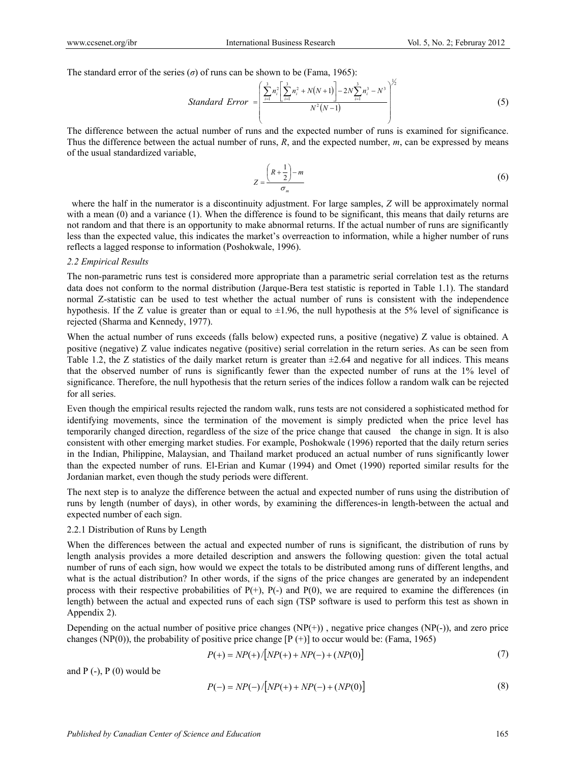The standard error of the series ($\sigma$) of runs can be shown to be (Fama, 1965):

$$Standard\ Error = \left( \frac{\sum_{i=1}^{3} n_i^2 \left[ \sum_{i=1}^{3} n_i^2 + N(N+1) \right] - 2N \sum_{i=1}^{3} n_i^3 - N^3}{N^2(N-1)} \right)^{1/2} \tag{5}$$

The difference between the actual number of runs and the expected number of runs is examined for significance. Thus the difference between the actual number of runs, $R$, and the expected number, $m$, can be expressed by means of the usual standardized variable,

$$Z = \frac{\left(R + \frac{1}{2}\right) - m}{\sigma_m} \tag{6}$$

where the half in the numerator is a discontinuity adjustment. For large samples, $Z$ will be approximately normal with a mean (0) and a variance (1). When the difference is found to be significant, this means that daily returns are not random and that there is an opportunity to make abnormal returns. If the actual number of runs are significantly less than the expected value, this indicates the market's overreaction to information, while a higher number of runs reflects a lagged response to information (Poshokwale, 1996).

*2.2 Empirical Results*

The non-parametric runs test is considered more appropriate than a parametric serial correlation test as the returns data does not conform to the normal distribution (Jarque-Bera test statistic is reported in Table 1.1). The standard normal Z-statistic can be used to test whether the actual number of runs is consistent with the independence hypothesis. If the Z value is greater than or equal to ±1.96, the null hypothesis at the 5% level of significance is rejected (Sharma and Kennedy, 1977).

When the actual number of runs exceeds (falls below) expected runs, a positive (negative) Z value is obtained. A positive (negative) Z value indicates negative (positive) serial correlation in the return series. As can be seen from Table 1.2, the Z statistics of the daily market return is greater than ±2.64 and negative for all indices. This means that the observed number of runs is significantly fewer than the expected number of runs at the 1% level of significance. Therefore, the null hypothesis that the return series of the indices follow a random walk can be rejected for all series.

Even though the empirical results rejected the random walk, runs tests are not considered a sophisticated method for identifying movements, since the termination of the movement is simply predicted when the price level has temporarily changed direction, regardless of the size of the price change that caused the change in sign. It is also consistent with other emerging market studies. For example, Poshokwale (1996) reported that the daily return series in the Indian, Philippine, Malaysian, and Thailand market produced an actual number of runs significantly lower than the expected number of runs. El-Erian and Kumar (1994) and Omet (1990) reported similar results for the Jordanian market, even though the study periods were different.

The next step is to analyze the difference between the actual and expected number of runs using the distribution of runs by length (number of days), in other words, by examining the differences-in length-between the actual and expected number of each sign.

2.2.1 Distribution of Runs by Length

When the differences between the actual and expected number of runs is significant, the distribution of runs by length analysis provides a more detailed description and answers the following question: given the total actual number of runs of each sign, how would we expect the totals to be distributed among runs of different lengths, and what is the actual distribution? In other words, if the signs of the price changes are generated by an independent process with their respective probabilities of P(+), P(-) and P(0), we are required to examine the differences (in length) between the actual and expected runs of each sign (TSP software is used to perform this test as shown in Appendix 2).

Depending on the actual number of positive price changes (NP(+)) , negative price changes (NP(-)), and zero price changes (NP(0)), the probability of positive price change [P (+)] to occur would be: (Fama, 1965)

$$P(+) = NP(+) / \left[ NP(+) + NP(-) + (NP(0)) \right] \tag{7}$$

and P (-), P (0) would be

$$P(-) = NP(-) / \left[ NP(+) + NP(-) + (NP(0)) \right] \tag{8}$$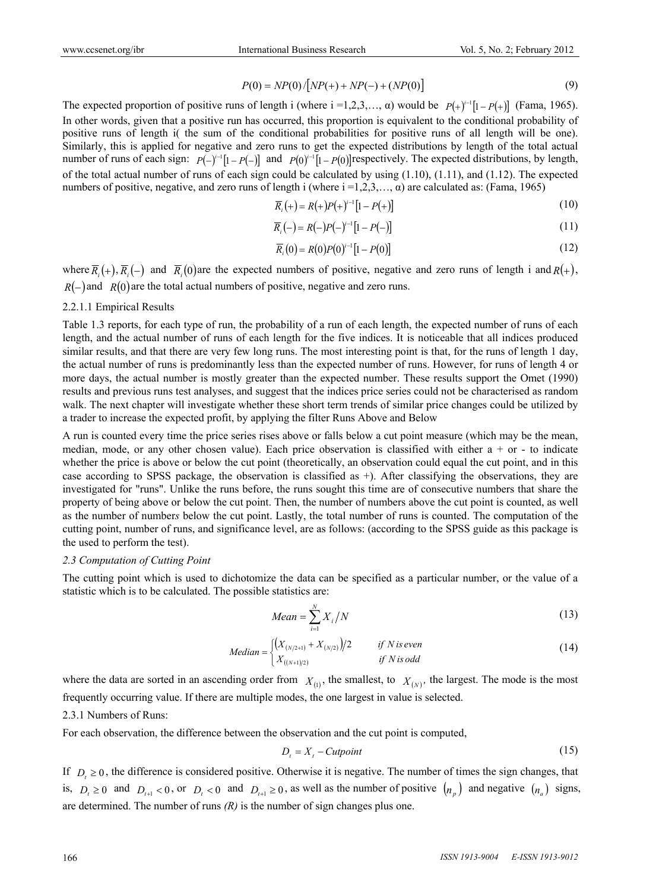$$P(0) = NP(0)/\left[NP(+) + NP(-) + (NP(0)\right] \tag{9}$$

The expected proportion of positive runs of length i (where i =1,2,3,…, α) would be $P(+)^{i-1}[1-P(+)]$ (Fama, 1965). In other words, given that a positive run has occurred, this proportion is equivalent to the conditional probability of positive runs of length i( the sum of the conditional probabilities for positive runs of all length will be one). Similarly, this is applied for negative and zero runs to get the expected distributions by length of the total actual number of runs of each sign: $P(-)^{i-1}[1-P(-)]$ and $P(0)^{i-1}[1-P(0)]$respectively. The expected distributions, by length, of the total actual number of runs of each sign could be calculated by using (1.10), (1.11), and (1.12). The expected numbers of positive, negative, and zero runs of length i (where i =1,2,3,…, α) are calculated as: (Fama, 1965)

$$\overline{R}_i(+) = R(+)P(+)^{i-1}[1-P(+)] \tag{10}$$

$$\overline{R}_i(-) = R(-)P(-)^{i-1}[1-P(-)] \tag{11}$$

$$\overline{R}_i(0) = R(0)P(0)^{i-1}[1-P(0)] \tag{12}$$

where $\overline{R}_i(+), \overline{R}_i(-)$ and $\overline{R}_i(0)$are the expected numbers of positive, negative and zero runs of length i and $R(+)$, $R(-)$and $R(0)$are the total actual numbers of positive, negative and zero runs.

2.2.1.1 Empirical Results

Table 1.3 reports, for each type of run, the probability of a run of each length, the expected number of runs of each length, and the actual number of runs of each length for the five indices. It is noticeable that all indices produced similar results, and that there are very few long runs. The most interesting point is that, for the runs of length 1 day, the actual number of runs is predominantly less than the expected number of runs. However, for runs of length 4 or more days, the actual number is mostly greater than the expected number. These results support the Omet (1990) results and previous runs test analyses, and suggest that the indices price series could not be characterised as random walk. The next chapter will investigate whether these short term trends of similar price changes could be utilized by a trader to increase the expected profit, by applying the filter Runs Above and Below

A run is counted every time the price series rises above or falls below a cut point measure (which may be the mean, median, mode, or any other chosen value). Each price observation is classified with either a + or - to indicate whether the price is above or below the cut point (theoretically, an observation could equal the cut point, and in this case according to SPSS package, the observation is classified as +). After classifying the observations, they are investigated for "runs". Unlike the runs before, the runs sought this time are of consecutive numbers that share the property of being above or below the cut point. Then, the number of numbers above the cut point is counted, as well as the number of number*s* below the cut point. Lastly, the total number of runs is counted. The computation of the cutting point, number of runs, and significance level, are as follows: (according to the SPSS guide as this package is the used to perform the test).

*2.3 Computation of Cutting Point*

The cutting point which is used to dichotomize the data can be specified as a particular number, or the value of a statistic which is to be calculated. The possible statistics are:

$$Mean = \sum_{i=1}^{N} X_i / N \tag{13}$$

$$Median = \begin{cases} \left(X_{(N/2+1)} + X_{(N/2)}\right)/2 & \text{if } N \text{ is even} \\ X_{((N+1)/2)} & \text{if } N \text{ is odd} \end{cases} \tag{14}$$

where the data are sorted in an ascending order from $X_{(1)}$, the smallest, to $X_{(N)}$, the largest. The mode is the most frequently occurring value. If there are multiple modes, the one largest in value is selected.

2.3.1 Numbers of Runs:

For each observation, the difference between the observation and the cut point is computed,

$$D_t = X_t - Cutpoint \tag{15}$$

If $D_t \geq 0$, the difference is considered positive. Otherwise it is negative. The number of times the sign changes, that is, $D_t \geq 0$ and $D_{t+1} < 0$, or $D_t < 0$ and $D_{t+1} \geq 0$, as well as the number of positive $(n_p)$ and negative $(n_a)$ signs, are determined. The number of runs *(R)* is the number of sign changes plus one.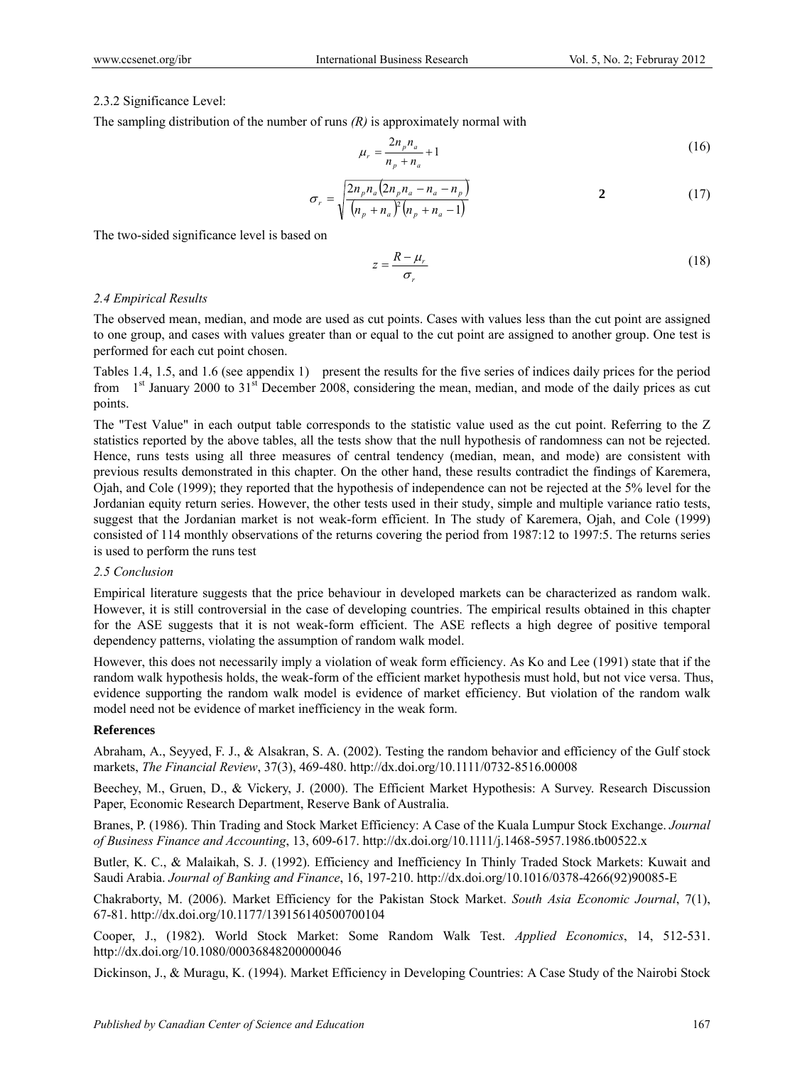2.3.2 Significance Level:

The sampling distribution of the number of runs *(R)* is approximately normal with

$$\mu_r = \frac{2n_p n_a}{n_p + n_a} + 1 \tag{16}$$

$$\sigma_r = \sqrt{\frac{2n_p n_a\left(2n_p n_a - n_a - n_p\right)}{\left(n_p + n_a\right)^2\left(n_p + n_a - 1\right)}} \quad \mathbf{2} \tag{17}$$

The two-sided significance level is based on

$$z = \frac{R - \mu_r}{\sigma_r} \tag{18}$$

*2.4 Empirical Results*

The observed mean, median, and mode are used as cut points. Cases with values less than the cut point are assigned to one group, and cases with values greater than or equal to the cut point are assigned to another group. One test is performed for each cut point chosen.

Tables 1.4, 1.5, and 1.6 (see appendix 1) present the results for the five series of indices daily prices for the period from 1st January 2000 to 31st December 2008, considering the mean, median, and mode of the daily prices as cut points.

The "Test Value" in each output table corresponds to the statistic value used as the cut point. Referring to the Z statistics reported by the above tables, all the tests show that the null hypothesis of randomness can not be rejected. Hence, runs tests using all three measures of central tendency (median, mean, and mode) are consistent with previous results demonstrated in this chapter. On the other hand, these results contradict the findings of Karemera, Ojah, and Cole (1999); they reported that the hypothesis of independence can not be rejected at the 5% level for the Jordanian equity return series. However, the other tests used in their study, simple and multiple variance ratio tests, suggest that the Jordanian market is not weak-form efficient. In The study of Karemera, Ojah, and Cole (1999) consisted of 114 monthly observations of the returns covering the period from 1987:12 to 1997:5. The returns series is used to perform the runs test

*2.5 Conclusion*

Empirical literature suggests that the price behaviour in developed markets can be characterized as random walk. However, it is still controversial in the case of developing countries. The empirical results obtained in this chapter for the ASE suggests that it is not weak-form efficient. The ASE reflects a high degree of positive temporal dependency patterns, violating the assumption of random walk model.

However, this does not necessarily imply a violation of weak form efficiency. As Ko and Lee (1991) state that if the random walk hypothesis holds, the weak-form of the efficient market hypothesis must hold, but not vice versa. Thus, evidence supporting the random walk model is evidence of market efficiency. But violation of the random walk model need not be evidence of market inefficiency in the weak form.

**References**

Abraham, A., Seyyed, F. J., & Alsakran, S. A. (2002). Testing the random behavior and efficiency of the Gulf stock markets, *The Financial Review*, 37(3), 469-480. http://dx.doi.org/10.1111/0732-8516.00008

Beechey, M., Gruen, D., & Vickery, J. (2000). The Efficient Market Hypothesis: A Survey. Research Discussion Paper, Economic Research Department, Reserve Bank of Australia.

Branes, P. (1986). Thin Trading and Stock Market Efficiency: A Case of the Kuala Lumpur Stock Exchange. *Journal of Business Finance and Accounting*, 13, 609-617. http://dx.doi.org/10.1111/j.1468-5957.1986.tb00522.x

Butler, K. C., & Malaikah, S. J. (1992). Efficiency and Inefficiency In Thinly Traded Stock Markets: Kuwait and Saudi Arabia. *Journal of Banking and Finance*, 16, 197-210. http://dx.doi.org/10.1016/0378-4266(92)90085-E

Chakraborty, M. (2006). Market Efficiency for the Pakistan Stock Market. *South Asia Economic Journal*, 7(1), 67-81. http://dx.doi.org/10.1177/139156140500700104

Cooper, J., (1982). World Stock Market: Some Random Walk Test. *Applied Economics*, 14, 512-531. http://dx.doi.org/10.1080/00036848200000046

Dickinson, J., & Muragu, K. (1994). Market Efficiency in Developing Countries: A Case Study of the Nairobi Stock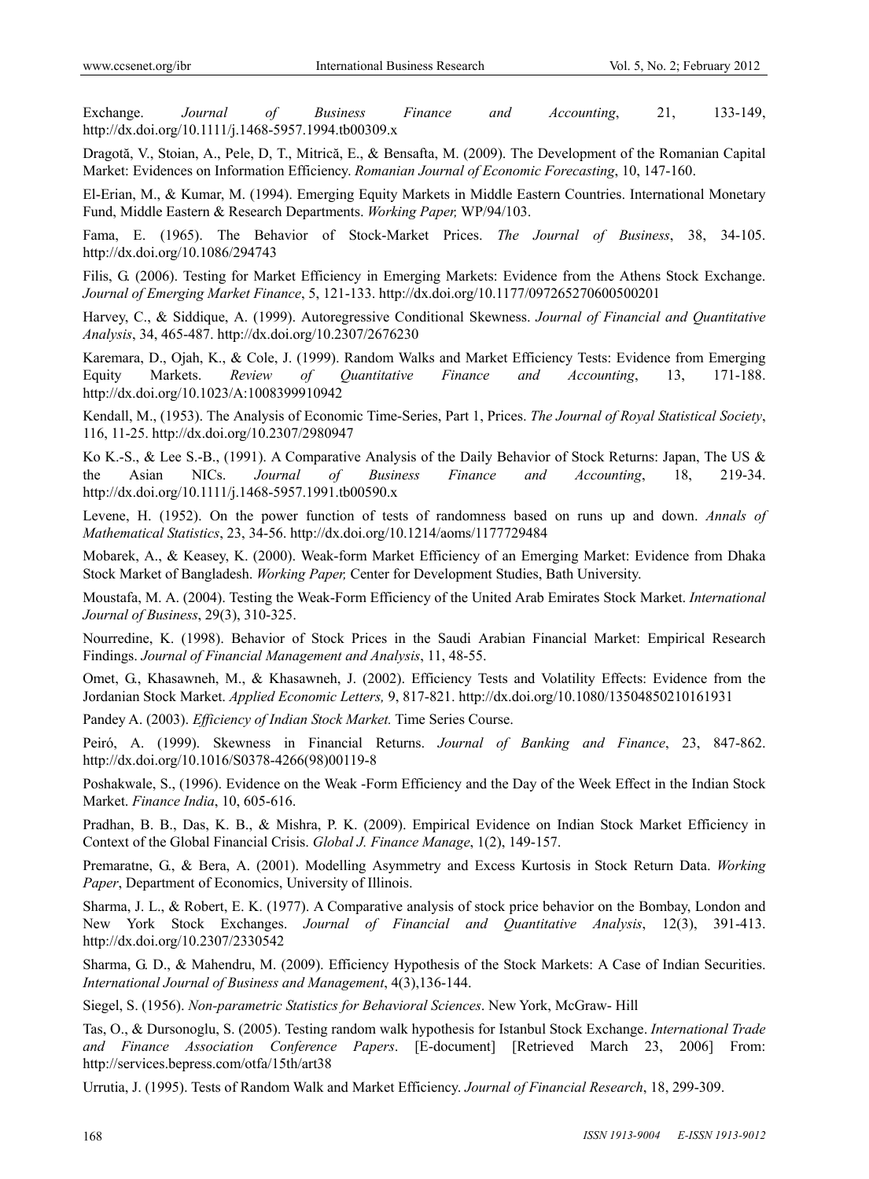Exchange. *Journal of Business Finance and Accounting*, 21, 133-149, http://dx.doi.org/10.1111/j.1468-5957.1994.tb00309.x

Dragotă, V., Stoian, A., Pele, D, T., Mitrică, E., & Bensafta, M. (2009). The Development of the Romanian Capital Market: Evidences on Information Efficiency. *Romanian Journal of Economic Forecasting*, 10, 147-160.

El-Erian, M., & Kumar, M. (1994). Emerging Equity Markets in Middle Eastern Countries. International Monetary Fund, Middle Eastern & Research Departments. *Working Paper,* WP/94/103.

Fama, E. (1965). The Behavior of Stock-Market Prices. *The Journal of Business*, 38, 34-105. http://dx.doi.org/10.1086/294743

Filis, G. (2006). Testing for Market Efficiency in Emerging Markets: Evidence from the Athens Stock Exchange. *Journal of Emerging Market Finance*, 5, 121-133. http://dx.doi.org/10.1177/097265270600500201

Harvey, C., & Siddique, A. (1999). Autoregressive Conditional Skewness. *Journal of Financial and Quantitative Analysis*, 34, 465-487. http://dx.doi.org/10.2307/2676230

Karemara, D., Ojah, K., & Cole, J. (1999). Random Walks and Market Efficiency Tests: Evidence from Emerging Equity Markets. *Review of Quantitative Finance and Accounting*, 13, 171-188. http://dx.doi.org/10.1023/A:1008399910942

Kendall, M., (1953). The Analysis of Economic Time-Series, Part 1, Prices. *The Journal of Royal Statistical Society*, 116, 11-25. http://dx.doi.org/10.2307/2980947

Ko K.-S., & Lee S.-B., (1991). A Comparative Analysis of the Daily Behavior of Stock Returns: Japan, The US & the Asian NICs. *Journal of Business Finance and Accounting*, 18, 219-34. http://dx.doi.org/10.1111/j.1468-5957.1991.tb00590.x

Levene, H. (1952). On the power function of tests of randomness based on runs up and down. *Annals of Mathematical Statistics*, 23, 34-56. http://dx.doi.org/10.1214/aoms/1177729484

Mobarek, A., & Keasey, K. (2000). Weak-form Market Efficiency of an Emerging Market: Evidence from Dhaka Stock Market of Bangladesh. *Working Paper,* Center for Development Studies, Bath University.

Moustafa, M. A. (2004). Testing the Weak-Form Efficiency of the United Arab Emirates Stock Market. *International Journal of Business*, 29(3), 310-325.

Nourredine, K. (1998). Behavior of Stock Prices in the Saudi Arabian Financial Market: Empirical Research Findings. *Journal of Financial Management and Analysis*, 11, 48-55.

Omet, G., Khasawneh, M., & Khasawneh, J. (2002). Efficiency Tests and Volatility Effects: Evidence from the Jordanian Stock Market. *Applied Economic Letters,* 9, 817-821. http://dx.doi.org/10.1080/13504850210161931

Pandey A. (2003). *Efficiency of Indian Stock Market.* Time Series Course.

Peiró, A. (1999). Skewness in Financial Returns. *Journal of Banking and Finance*, 23, 847-862. http://dx.doi.org/10.1016/S0378-4266(98)00119-8

Poshakwale, S., (1996). Evidence on the Weak -Form Efficiency and the Day of the Week Effect in the Indian Stock Market. *Finance India*, 10, 605-616.

Pradhan, B. B., Das, K. B., & Mishra, P. K. (2009). Empirical Evidence on Indian Stock Market Efficiency in Context of the Global Financial Crisis. *Global J. Finance Manage*, 1(2), 149-157.

Premaratne, G., & Bera, A. (2001). Modelling Asymmetry and Excess Kurtosis in Stock Return Data. *Working Paper*, Department of Economics, University of Illinois.

Sharma, J. L., & Robert, E. K. (1977). A Comparative analysis of stock price behavior on the Bombay, London and New York Stock Exchanges. *Journal of Financial and Quantitative Analysis*, 12(3), 391-413. http://dx.doi.org/10.2307/2330542

Sharma, G. D., & Mahendru, M. (2009). Efficiency Hypothesis of the Stock Markets: A Case of Indian Securities. *International Journal of Business and Management*, 4(3),136-144.

Siegel, S. (1956). *Non-parametric Statistics for Behavioral Sciences*. New York, McGraw- Hill

Tas, O., & Dursonoglu, S. (2005). Testing random walk hypothesis for Istanbul Stock Exchange. *International Trade and Finance Association Conference Papers*. [E-document] [Retrieved March 23, 2006] From: http://services.bepress.com/otfa/15th/art38

Urrutia, J. (1995). Tests of Random Walk and Market Efficiency. *Journal of Financial Research*, 18, 299-309.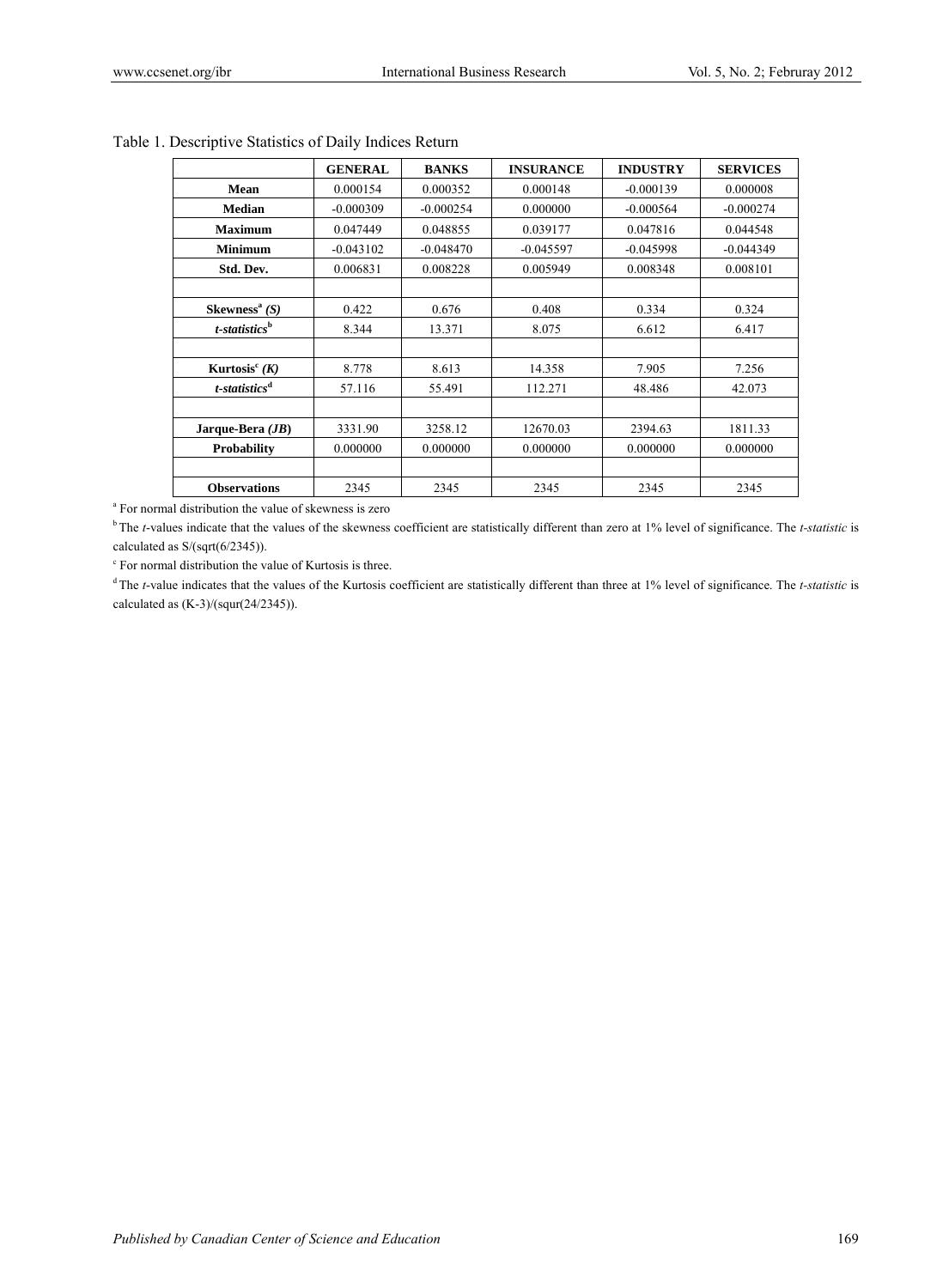Table 1. Descriptive Statistics of Daily Indices Return

| | GENERAL | BANKS | INSURANCE | INDUSTRY | SERVICES |
|---|---|---|---|---|---|
| **Mean** | 0.000154 | 0.000352 | 0.000148 | -0.000139 | 0.000008 |
| **Median** | -0.000309 | -0.000254 | 0.000000 | -0.000564 | -0.000274 |
| **Maximum** | 0.047449 | 0.048855 | 0.039177 | 0.047816 | 0.044548 |
| **Minimum** | -0.043102 | -0.048470 | -0.045597 | -0.045998 | -0.044349 |
| **Std. Dev.** | 0.006831 | 0.008228 | 0.005949 | 0.008348 | 0.008101 |
| | | | | | |
| **Skewness[a] (*S*)** | 0.422 | 0.676 | 0.408 | 0.334 | 0.324 |
| ***t-statistics*[b]** | 8.344 | 13.371 | 8.075 | 6.612 | 6.417 |
| | | | | | |
| **Kurtosis[c] (*K*)** | 8.778 | 8.613 | 14.358 | 7.905 | 7.256 |
| ***t-statistics*[d]** | 57.116 | 55.491 | 112.271 | 48.486 | 42.073 |
| | | | | | |
| **Jarque-Bera (*JB*)** | 3331.90 | 3258.12 | 12670.03 | 2394.63 | 1811.33 |
| **Probability** | 0.000000 | 0.000000 | 0.000000 | 0.000000 | 0.000000 |
| | | | | | |
| **Observations** | 2345 | 2345 | 2345 | 2345 | 2345 |

[a] For normal distribution the value of skewness is zero

[b] The *t*-values indicate that the values of the skewness coefficient are statistically different than zero at 1% level of significance. The *t-statistic* is calculated as S/(sqrt(6/2345)).

[c] For normal distribution the value of Kurtosis is three.

[d] The *t*-value indicates that the values of the Kurtosis coefficient are statistically different than three at 1% level of significance. The *t-statistic* is calculated as (K-3)/(squr(24/2345)).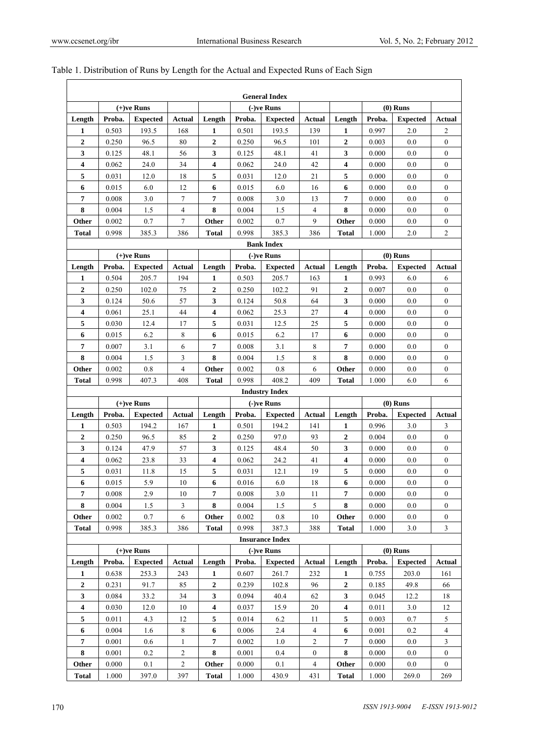Table 1. Distribution of Runs by Length for the Actual and Expected Runs of Each Sign

| General Index | | | | | | | | | | | |
|---|---|---|---|---|---|---|---|---|---|---|---|
| | (+)ve Runs | | | | (-)ve Runs | | | | (0) Runs | | |
| **Length** | **Proba.** | **Expected** | **Actual** | **Length** | **Proba.** | **Expected** | **Actual** | **Length** | **Proba.** | **Expected** | **Actual** |
| **1** | 0.503 | 193.5 | 168 | **1** | 0.501 | 193.5 | 139 | **1** | 0.997 | 2.0 | 2 |
| **2** | 0.250 | 96.5 | 80 | **2** | 0.250 | 96.5 | 101 | **2** | 0.003 | 0.0 | 0 |
| **3** | 0.125 | 48.1 | 56 | **3** | 0.125 | 48.1 | 41 | **3** | 0.000 | 0.0 | 0 |
| **4** | 0.062 | 24.0 | 34 | **4** | 0.062 | 24.0 | 42 | **4** | 0.000 | 0.0 | 0 |
| **5** | 0.031 | 12.0 | 18 | **5** | 0.031 | 12.0 | 21 | **5** | 0.000 | 0.0 | 0 |
| **6** | 0.015 | 6.0 | 12 | **6** | 0.015 | 6.0 | 16 | **6** | 0.000 | 0.0 | 0 |
| **7** | 0.008 | 3.0 | 7 | **7** | 0.008 | 3.0 | 13 | **7** | 0.000 | 0.0 | 0 |
| **8** | 0.004 | 1.5 | 4 | **8** | 0.004 | 1.5 | 4 | **8** | 0.000 | 0.0 | 0 |
| **Other** | 0.002 | 0.7 | 7 | **Other** | 0.002 | 0.7 | 9 | **Other** | 0.000 | 0.0 | 0 |
| **Total** | 0.998 | 385.3 | 386 | **Total** | 0.998 | 385.3 | 386 | **Total** | 1.000 | 2.0 | 2 |
| **Bank Index** | | | | | | | | | | | |
| | (+)ve Runs | | | | (-)ve Runs | | | | (0) Runs | | |
| **Length** | **Proba.** | **Expected** | **Actual** | **Length** | **Proba.** | **Expected** | **Actual** | **Length** | **Proba.** | **Expected** | **Actual** |
| **1** | 0.504 | 205.7 | 194 | **1** | 0.503 | 205.7 | 163 | **1** | 0.993 | 6.0 | 6 |
| **2** | 0.250 | 102.0 | 75 | **2** | 0.250 | 102.2 | 91 | **2** | 0.007 | 0.0 | 0 |
| **3** | 0.124 | 50.6 | 57 | **3** | 0.124 | 50.8 | 64 | **3** | 0.000 | 0.0 | 0 |
| **4** | 0.061 | 25.1 | 44 | **4** | 0.062 | 25.3 | 27 | **4** | 0.000 | 0.0 | 0 |
| **5** | 0.030 | 12.4 | 17 | **5** | 0.031 | 12.5 | 25 | **5** | 0.000 | 0.0 | 0 |
| **6** | 0.015 | 6.2 | 8 | **6** | 0.015 | 6.2 | 17 | **6** | 0.000 | 0.0 | 0 |
| **7** | 0.007 | 3.1 | 6 | **7** | 0.008 | 3.1 | 8 | **7** | 0.000 | 0.0 | 0 |
| **8** | 0.004 | 1.5 | 3 | **8** | 0.004 | 1.5 | 8 | **8** | 0.000 | 0.0 | 0 |
| **Other** | 0.002 | 0.8 | 4 | **Other** | 0.002 | 0.8 | 6 | **Other** | 0.000 | 0.0 | 0 |
| **Total** | 0.998 | 407.3 | 408 | **Total** | 0.998 | 408.2 | 409 | **Total** | 1.000 | 6.0 | 6 |
| **Industry Index** | | | | | | | | | | | |
| | (+)ve Runs | | | | (-)ve Runs | | | | (0) Runs | | |
| **Length** | **Proba.** | **Expected** | **Actual** | **Length** | **Proba.** | **Expected** | **Actual** | **Length** | **Proba.** | **Expected** | **Actual** |
| **1** | 0.503 | 194.2 | 167 | **1** | 0.501 | 194.2 | 141 | **1** | 0.996 | 3.0 | 3 |
| **2** | 0.250 | 96.5 | 85 | **2** | 0.250 | 97.0 | 93 | **2** | 0.004 | 0.0 | 0 |
| **3** | 0.124 | 47.9 | 57 | **3** | 0.125 | 48.4 | 50 | **3** | 0.000 | 0.0 | 0 |
| **4** | 0.062 | 23.8 | 33 | **4** | 0.062 | 24.2 | 41 | **4** | 0.000 | 0.0 | 0 |
| **5** | 0.031 | 11.8 | 15 | **5** | 0.031 | 12.1 | 19 | **5** | 0.000 | 0.0 | 0 |
| **6** | 0.015 | 5.9 | 10 | **6** | 0.016 | 6.0 | 18 | **6** | 0.000 | 0.0 | 0 |
| **7** | 0.008 | 2.9 | 10 | **7** | 0.008 | 3.0 | 11 | **7** | 0.000 | 0.0 | 0 |
| **8** | 0.004 | 1.5 | 3 | **8** | 0.004 | 1.5 | 5 | **8** | 0.000 | 0.0 | 0 |
| **Other** | 0.002 | 0.7 | 6 | **Other** | 0.002 | 0.8 | 10 | **Other** | 0.000 | 0.0 | 0 |
| **Total** | 0.998 | 385.3 | 386 | **Total** | 0.998 | 387.3 | 388 | **Total** | 1.000 | 3.0 | 3 |
| **Insurance Index** | | | | | | | | | | | |
| | (+)ve Runs | | | | (-)ve Runs | | | | (0) Runs | | |
| **Length** | **Proba.** | **Expected** | **Actual** | **Length** | **Proba.** | **Expected** | **Actual** | **Length** | **Proba.** | **Expected** | **Actual** |
| **1** | 0.638 | 253.3 | 243 | **1** | 0.607 | 261.7 | 232 | **1** | 0.755 | 203.0 | 161 |
| **2** | 0.231 | 91.7 | 85 | **2** | 0.239 | 102.8 | 96 | **2** | 0.185 | 49.8 | 66 |
| **3** | 0.084 | 33.2 | 34 | **3** | 0.094 | 40.4 | 62 | **3** | 0.045 | 12.2 | 18 |
| **4** | 0.030 | 12.0 | 10 | **4** | 0.037 | 15.9 | 20 | **4** | 0.011 | 3.0 | 12 |
| **5** | 0.011 | 4.3 | 12 | **5** | 0.014 | 6.2 | 11 | **5** | 0.003 | 0.7 | 5 |
| **6** | 0.004 | 1.6 | 8 | **6** | 0.006 | 2.4 | 4 | **6** | 0.001 | 0.2 | 4 |
| **7** | 0.001 | 0.6 | 1 | **7** | 0.002 | 1.0 | 2 | **7** | 0.000 | 0.0 | 3 |
| **8** | 0.001 | 0.2 | 2 | **8** | 0.001 | 0.4 | 0 | **8** | 0.000 | 0.0 | 0 |
| **Other** | 0.000 | 0.1 | 2 | **Other** | 0.000 | 0.1 | 4 | **Other** | 0.000 | 0.0 | 0 |
| **Total** | 1.000 | 397.0 | 397 | **Total** | 1.000 | 430.9 | 431 | **Total** | 1.000 | 269.0 | 269 |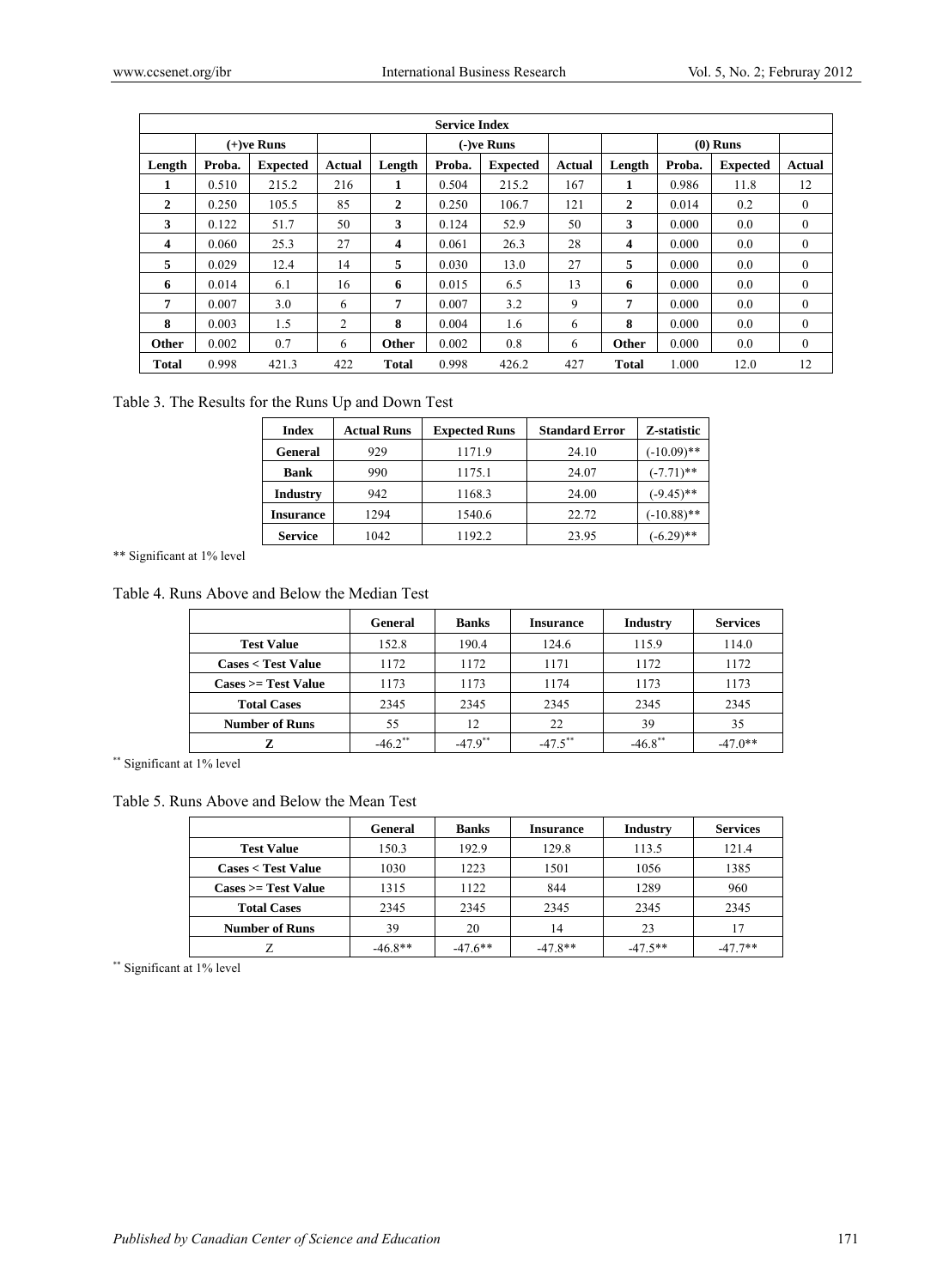| Service Index | | | | | | | | | | | |
|---|---|---|---|---|---|---|---|---|---|---|---|
| | (+)ve Runs | | | | (-)ve Runs | | | | (0) Runs | | |
| **Length** | **Proba.** | **Expected** | **Actual** | **Length** | **Proba.** | **Expected** | **Actual** | **Length** | **Proba.** | **Expected** | **Actual** |
| **1** | 0.510 | 215.2 | 216 | **1** | 0.504 | 215.2 | 167 | **1** | 0.986 | 11.8 | 12 |
| **2** | 0.250 | 105.5 | 85 | **2** | 0.250 | 106.7 | 121 | **2** | 0.014 | 0.2 | 0 |
| **3** | 0.122 | 51.7 | 50 | **3** | 0.124 | 52.9 | 50 | **3** | 0.000 | 0.0 | 0 |
| **4** | 0.060 | 25.3 | 27 | **4** | 0.061 | 26.3 | 28 | **4** | 0.000 | 0.0 | 0 |
| **5** | 0.029 | 12.4 | 14 | **5** | 0.030 | 13.0 | 27 | **5** | 0.000 | 0.0 | 0 |
| **6** | 0.014 | 6.1 | 16 | **6** | 0.015 | 6.5 | 13 | **6** | 0.000 | 0.0 | 0 |
| **7** | 0.007 | 3.0 | 6 | **7** | 0.007 | 3.2 | 9 | **7** | 0.000 | 0.0 | 0 |
| **8** | 0.003 | 1.5 | 2 | **8** | 0.004 | 1.6 | 6 | **8** | 0.000 | 0.0 | 0 |
| **Other** | 0.002 | 0.7 | 6 | **Other** | 0.002 | 0.8 | 6 | **Other** | 0.000 | 0.0 | 0 |
| **Total** | 0.998 | 421.3 | 422 | **Total** | 0.998 | 426.2 | 427 | **Total** | 1.000 | 12.0 | 12 |

Table 3. The Results for the Runs Up and Down Test

| Index | Actual Runs | Expected Runs | Standard Error | Z-statistic |
|---|---|---|---|---|
| **General** | 929 | 1171.9 | 24.10 | (-10.09)** |
| **Bank** | 990 | 1175.1 | 24.07 | (-7.71)** |
| **Industry** | 942 | 1168.3 | 24.00 | (-9.45)** |
| **Insurance** | 1294 | 1540.6 | 22.72 | (-10.88)** |
| **Service** | 1042 | 1192.2 | 23.95 | (-6.29)** |

** Significant at 1% level

Table 4. Runs Above and Below the Median Test

| | General | Banks | Insurance | Industry | Services |
|---|---|---|---|---|---|
| **Test Value** | 152.8 | 190.4 | 124.6 | 115.9 | 114.0 |
| **Cases < Test Value** | 1172 | 1172 | 1171 | 1172 | 1172 |
| **Cases >= Test Value** | 1173 | 1173 | 1174 | 1173 | 1173 |
| **Total Cases** | 2345 | 2345 | 2345 | 2345 | 2345 |
| **Number of Runs** | 55 | 12 | 22 | 39 | 35 |
| **Z** | -46.2** | -47.9** | -47.5** | -46.8** | -47.0** |

** Significant at 1% level

Table 5. Runs Above and Below the Mean Test

| | General | Banks | Insurance | Industry | Services |
|---|---|---|---|---|---|
| **Test Value** | 150.3 | 192.9 | 129.8 | 113.5 | 121.4 |
| **Cases < Test Value** | 1030 | 1223 | 1501 | 1056 | 1385 |
| **Cases >= Test Value** | 1315 | 1122 | 844 | 1289 | 960 |
| **Total Cases** | 2345 | 2345 | 2345 | 2345 | 2345 |
| **Number of Runs** | 39 | 20 | 14 | 23 | 17 |
| Z | -46.8** | -47.6** | -47.8** | -47.5** | -47.7** |

** Significant at 1% level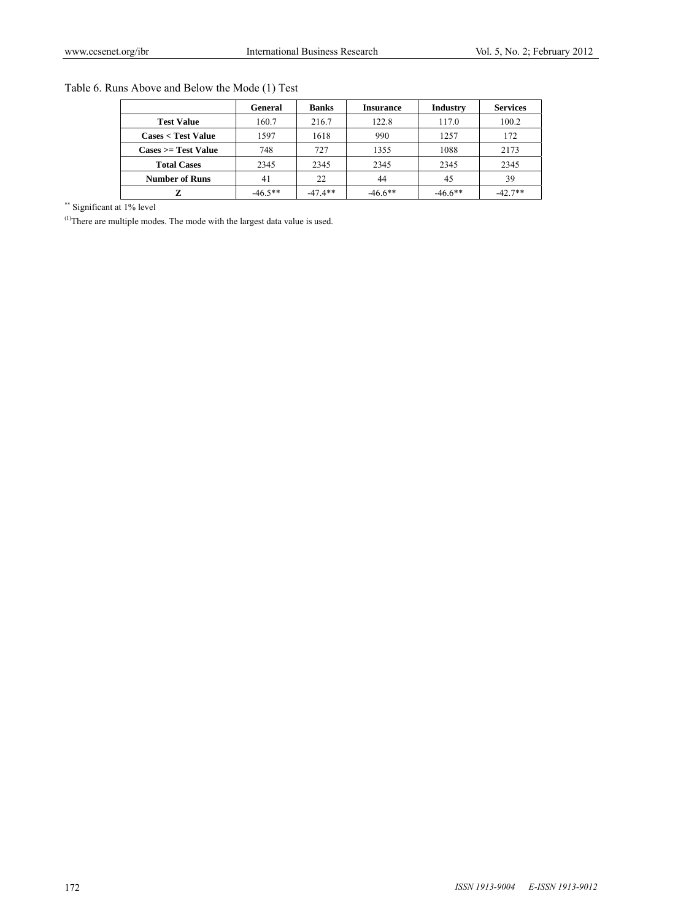Table 6. Runs Above and Below the Mode (1) Test

| | General | Banks | Insurance | Industry | Services |
|---|---|---|---|---|---|
| **Test Value** | 160.7 | 216.7 | 122.8 | 117.0 | 100.2 |
| **Cases < Test Value** | 1597 | 1618 | 990 | 1257 | 172 |
| **Cases >= Test Value** | 748 | 727 | 1355 | 1088 | 2173 |
| **Total Cases** | 2345 | 2345 | 2345 | 2345 | 2345 |
| **Number of Runs** | 41 | 22 | 44 | 45 | 39 |
| **Z** | -46.5** | -47.4** | -46.6** | -46.6** | -42.7** |

** Significant at 1% level

(1)There are multiple modes. The mode with the largest data value is used.